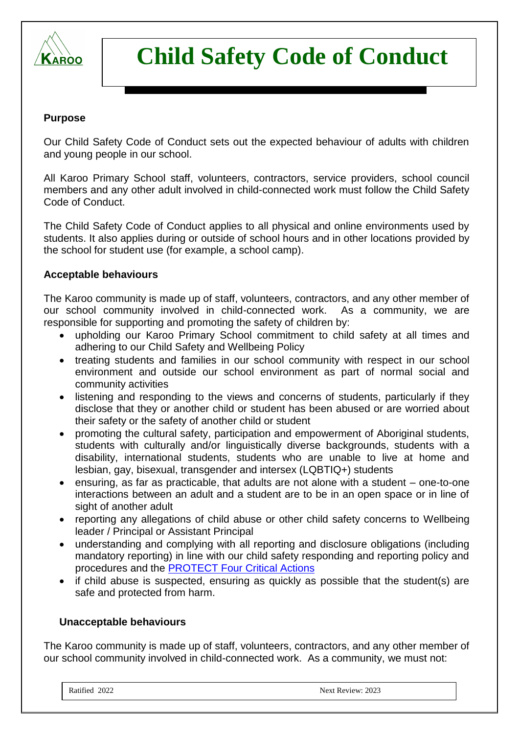# Child Safety Code of Conduct

**Purpose**

Our Child Safety Code of Conduct sets out the expected behaviour of adults with children and young people in our school.

All Karoo Primary School staff, volunteers, contractors, service providers, school council members and any other adult involved in child-connected work must follow the Child Safety Code of Conduct.

The Child Safety Code of Conduct applies to all physical and online environments used by students. It also applies during or outside of school hours and in other locations provided by the school for student use (for example, a school camp).

**Acceptable behaviours**

The Karoo community is made up of staff, volunteers, contractors, and any other member of our school community involved in child-connected work. As a community, we are responsible for supporting and promoting the safety of children by:

- upholding our Karoo Primary School commitment to child safety at all times and adhering to our Child Safety and Wellbeing Policy
- treating students and families in our school community with respect in our school environment and outside our school environment as part of normal social and community activities
- listening and responding to the views and concerns of students, particularly if they disclose that they or another child or student has been abused or are worried about their safety or the safety of another child or student
- promoting the cultural safety, participation and empowerment of Aboriginal students, students with culturally and/or linguistically diverse backgrounds, students with a disability, international students, students who are unable to live at home and lesbian, gay, bisexual, transgender and intersex (LQBTIQ+) students
- ensuring, as far as practicable, that adults are not alone with a student – one-to-one interactions between an adult and a student are to be in an open space or in line of sight of another adult
- reporting any allegations of child abuse or other child safety concerns to Wellbeing leader / Principal or Assistant Principal
- understanding and complying with all reporting and disclosure obligations (including mandatory reporting) in line with our child safety responding and reporting policy and procedures and the PROTECT Four Critical Actions
- if child abuse is suspected, ensuring as quickly as possible that the student(s) are safe and protected from harm.

**Unacceptable behaviours**

The Karoo community is made up of staff, volunteers, contractors, and any other member of our school community involved in child-connected work. As a community, we must not:

Ratified 2022 | Next Review: 2023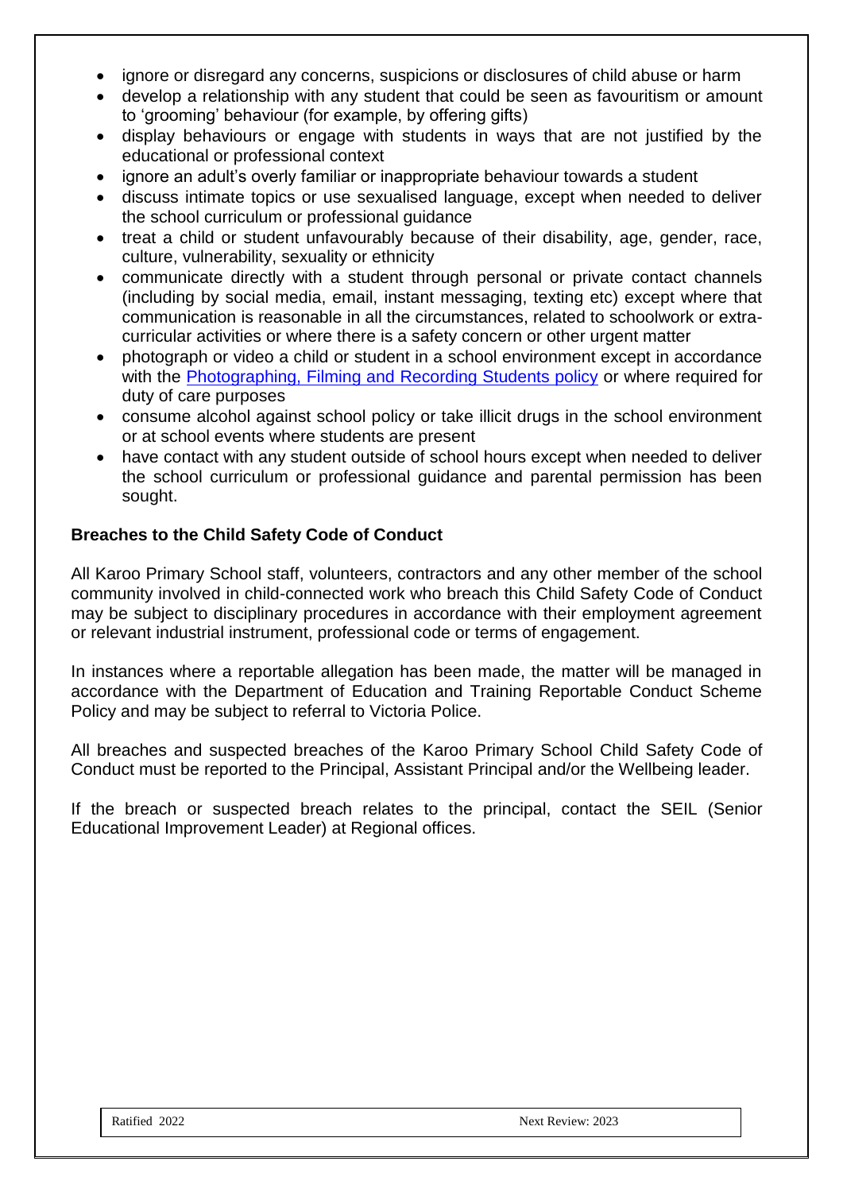- ignore or disregard any concerns, suspicions or disclosures of child abuse or harm
- develop a relationship with any student that could be seen as favouritism or amount to 'grooming' behaviour (for example, by offering gifts)
- display behaviours or engage with students in ways that are not justified by the educational or professional context
- ignore an adult's overly familiar or inappropriate behaviour towards a student
- discuss intimate topics or use sexualised language, except when needed to deliver the school curriculum or professional guidance
- treat a child or student unfavourably because of their disability, age, gender, race, culture, vulnerability, sexuality or ethnicity
- communicate directly with a student through personal or private contact channels (including by social media, email, instant messaging, texting etc) except where that communication is reasonable in all the circumstances, related to schoolwork or extra-curricular activities or where there is a safety concern or other urgent matter
- photograph or video a child or student in a school environment except in accordance with the Photographing, Filming and Recording Students policy or where required for duty of care purposes
- consume alcohol against school policy or take illicit drugs in the school environment or at school events where students are present
- have contact with any student outside of school hours except when needed to deliver the school curriculum or professional guidance and parental permission has been sought.

**Breaches to the Child Safety Code of Conduct**

All Karoo Primary School staff, volunteers, contractors and any other member of the school community involved in child-connected work who breach this Child Safety Code of Conduct may be subject to disciplinary procedures in accordance with their employment agreement or relevant industrial instrument, professional code or terms of engagement.

In instances where a reportable allegation has been made, the matter will be managed in accordance with the Department of Education and Training Reportable Conduct Scheme Policy and may be subject to referral to Victoria Police.

All breaches and suspected breaches of the Karoo Primary School Child Safety Code of Conduct must be reported to the Principal, Assistant Principal and/or the Wellbeing leader.

If the breach or suspected breach relates to the principal, contact the SEIL (Senior Educational Improvement Leader) at Regional offices.

| | |
|---|---|
| Ratified 2022 | Next Review: 2023 |